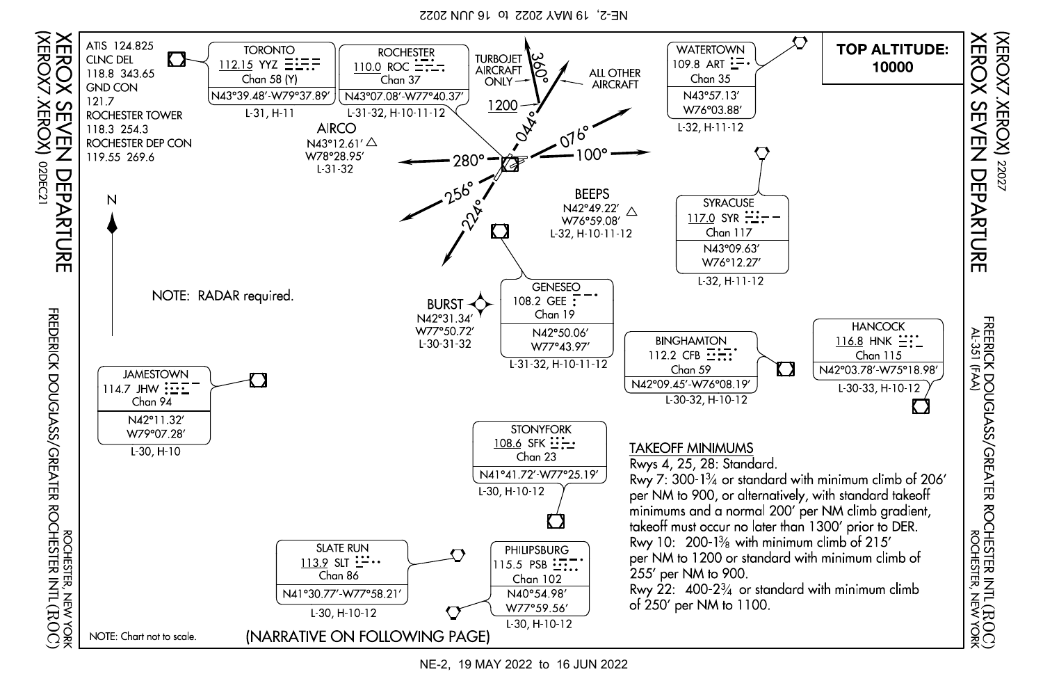# XEROX SEVEN DEPARTURE
## (XEROX7.XEROX) 02DEC21

FREDERICK DOUGLASS/GREATER ROCHESTER INTL (ROC)
ROCHESTER, NEW YORK

AL-351 (FAA)

**TOP ALTITUDE: 10000**

ATIS 124.825
CLNC DEL 118.8 343.65
GND CON 121.7
ROCHESTER TOWER 118.3 254.3
ROCHESTER DEP CON 119.55 269.6

NOTE: RADAR required.

TURBOJET AIRCRAFT ONLY — 360° — 1200
ALL OTHER AIRCRAFT — 044°

Departure headings: 360°, 044°, 076°, 100°, 280°, 256°, 224°

**TORONTO**
112.15 YYZ
Chan 58 (Y)
N43°39.48'-W79°37.89'
L-31, H-11

**ROCHESTER**
110.0 ROC
Chan 37
N43°07.08'-W77°40.37'
L-31-32, H-10-11-12

**WATERTOWN**
109.8 ART
Chan 35
N43°57.13'
W76°03.88'
L-32, H-11-12

**AIRCO**
N43°12.61'
W78°28.95'
L-31-32

**BEEPS**
N42°49.22'
W76°59.08'
L-32, H-10-11-12

**SYRACUSE**
117.0 SYR
Chan 117
N43°09.63'
W76°12.27'
L-32, H-11-12

**BURST**
N42°31.34'
W77°50.72'
L-30-31-32

**GENESEO**
108.2 GEE
Chan 19
N42°50.06'
W77°43.97'
L-31-32, H-10-11-12

**BINGHAMTON**
112.2 CFB
Chan 59
N42°09.45'-W76°08.19'
L-30-32, H-10-12

**HANCOCK**
116.8 HNK
Chan 115
N42°03.78'-W75°18.98'
L-30-33, H-10-12

**JAMESTOWN**
114.7 JHW
Chan 94
N42°11.32'
W79°07.28'
L-30, H-10

**STONYFORK**
108.6 SFK
Chan 23
N41°41.72'-W77°25.19'
L-30, H-10-12

**SLATE RUN**
113.9 SLT
Chan 86
N41°30.77'-W77°58.21'
L-30, H-10-12

**PHILIPSBURG**
115.5 PSB
Chan 102
N40°54.98'
W77°59.56'
L-30, H-10-12

### TAKEOFF MINIMUMS

Rwys 4, 25, 28: Standard.
Rwy 7: 300-1¾ or standard with minimum climb of 206' per NM to 900, or alternatively, with standard takeoff minimums and a normal 200' per NM climb gradient, takeoff must occur no later than 1300' prior to DER.
Rwy 10: 200-1⅜ with minimum climb of 215' per NM to 1200 or standard with minimum climb of 255' per NM to 900.
Rwy 22: 400-2¾ or standard with minimum climb of 250' per NM to 1100.

NOTE: Chart not to scale.

(NARRATIVE ON FOLLOWING PAGE)

XEROX SEVEN DEPARTURE (XEROX7.XEROX) 22027

FREDERICK DOUGLASS/GREATER ROCHESTER INTL (ROC)
ROCHESTER, NEW YORK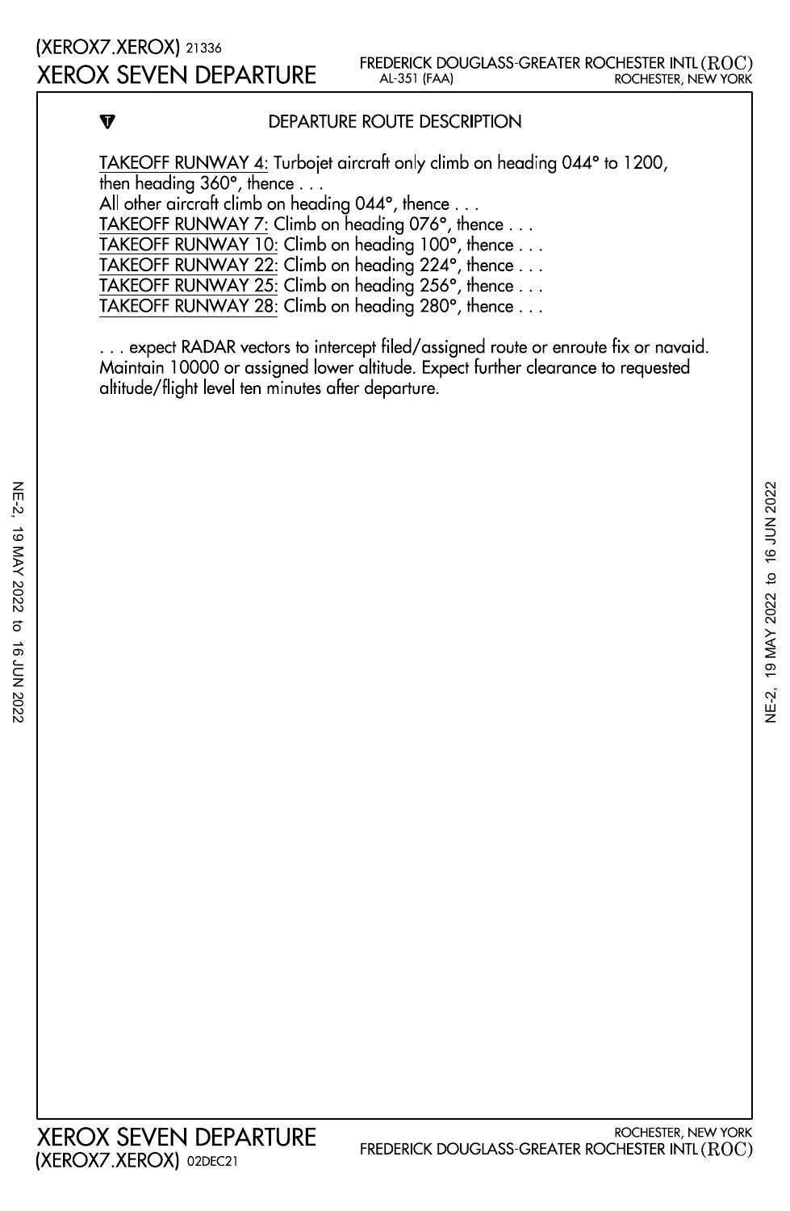# (XEROX7.XEROX) 21336
# XEROX SEVEN DEPARTURE

FREDERICK DOUGLASS-GREATER ROCHESTER INTL (ROC)
AL-351 (FAA)
ROCHESTER, NEW YORK

## DEPARTURE ROUTE DESCRIPTION

TAKEOFF RUNWAY 4: Turbojet aircraft only climb on heading 044° to 1200, then heading 360°, thence . . .
All other aircraft climb on heading 044°, thence . . .
TAKEOFF RUNWAY 7: Climb on heading 076°, thence . . .
TAKEOFF RUNWAY 10: Climb on heading 100°, thence . . .
TAKEOFF RUNWAY 22: Climb on heading 224°, thence . . .
TAKEOFF RUNWAY 25: Climb on heading 256°, thence . . .
TAKEOFF RUNWAY 28: Climb on heading 280°, thence . . .

. . . expect RADAR vectors to intercept filed/assigned route or enroute fix or navaid. Maintain 10000 or assigned lower altitude. Expect further clearance to requested altitude/flight level ten minutes after departure.

XEROX SEVEN DEPARTURE
(XEROX7.XEROX) 02DEC21

ROCHESTER, NEW YORK
FREDERICK DOUGLASS-GREATER ROCHESTER INTL (ROC)